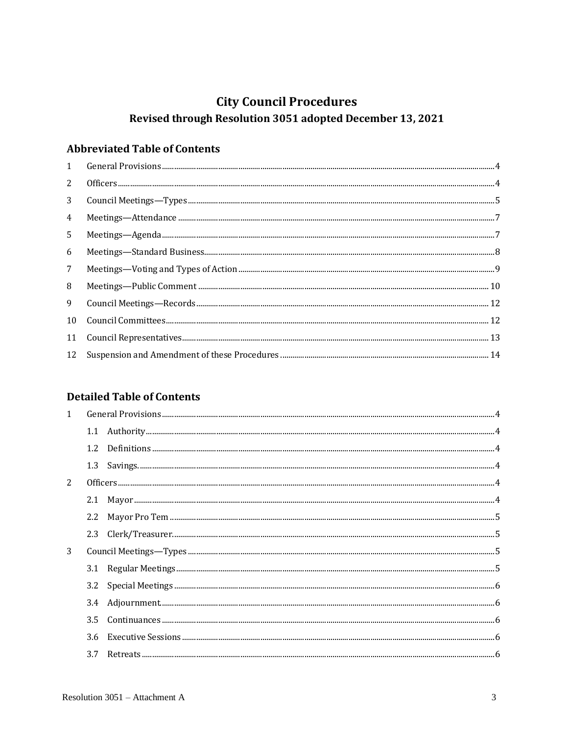# City Council Procedures

## Revised through Resolution 3051 adopted December 13, 2021

### Abbreviated Table of Contents

| | | |
|---|---|---|
| 1 | General Provisions | 4 |
| 2 | Officers | 4 |
| 3 | Council Meetings—Types | 5 |
| 4 | Meetings—Attendance | 7 |
| 5 | Meetings—Agenda | 7 |
| 6 | Meetings—Standard Business | 8 |
| 7 | Meetings—Voting and Types of Action | 9 |
| 8 | Meetings—Public Comment | 10 |
| 9 | Council Meetings—Records | 12 |
| 10 | Council Committees | 12 |
| 11 | Council Representatives | 13 |
| 12 | Suspension and Amendment of these Procedures | 14 |

### Detailed Table of Contents

| | | |
|---|---|---|
| 1 | General Provisions | 4 |
| | 1.1 Authority | 4 |
| | 1.2 Definitions | 4 |
| | 1.3 Savings. | 4 |
| 2 | Officers | 4 |
| | 2.1 Mayor | 4 |
| | 2.2 Mayor Pro Tem | 5 |
| | 2.3 Clerk/Treasurer. | 5 |
| 3 | Council Meetings—Types | 5 |
| | 3.1 Regular Meetings | 5 |
| | 3.2 Special Meetings | 6 |
| | 3.4 Adjournment. | 6 |
| | 3.5 Continuances | 6 |
| | 3.6 Executive Sessions | 6 |
| | 3.7 Retreats | 6 |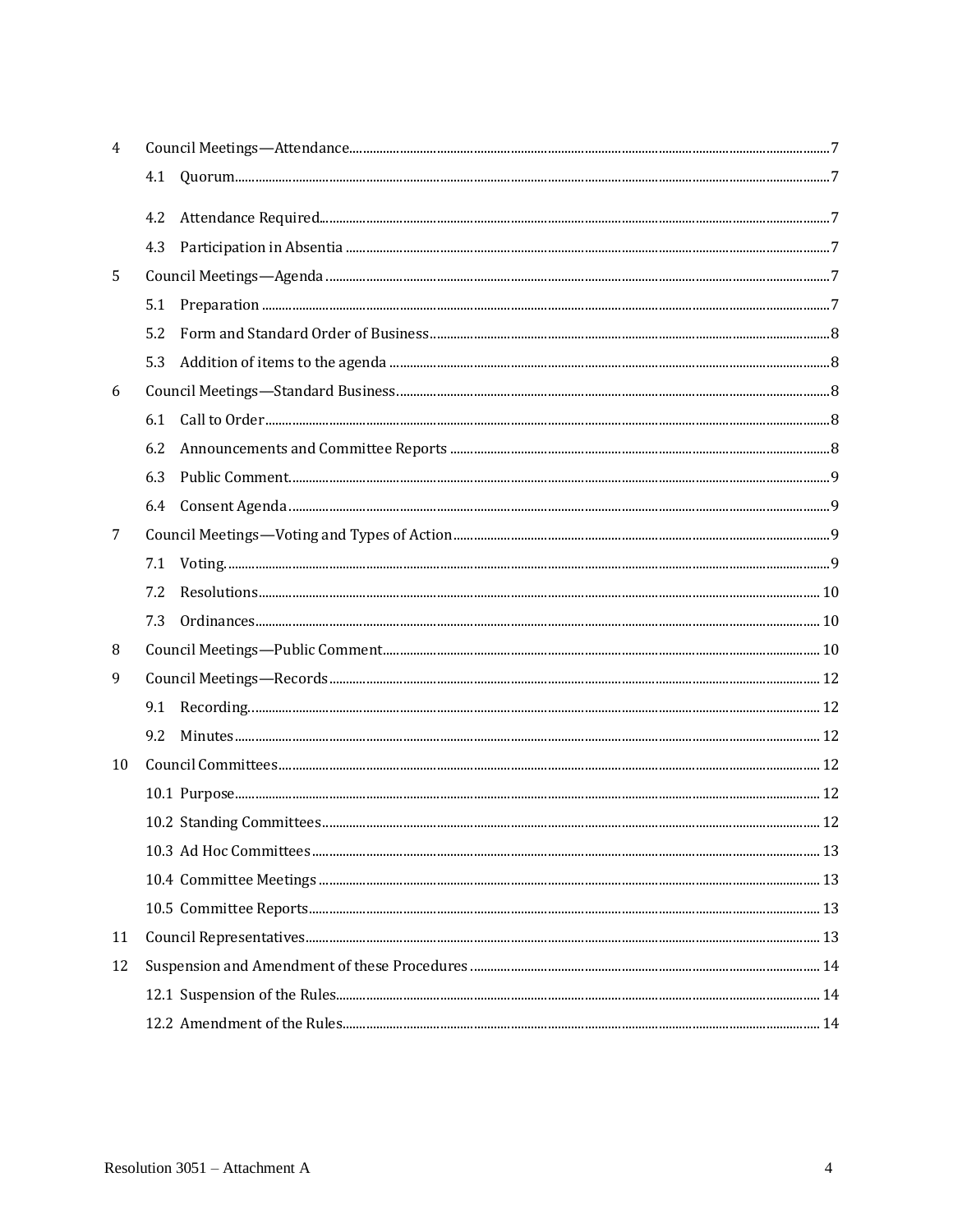4 Council Meetings—Attendance.......................................................................................................7

4.1 Quorum...............................................................................................................................7

4.2 Attendance Required...........................................................................................................7

4.3 Participation in Absentia .....................................................................................................7

5 Council Meetings—Agenda .............................................................................................................7

5.1 Preparation .........................................................................................................................7

5.2 Form and Standard Order of Business.................................................................................8

5.3 Addition of items to the agenda ..........................................................................................8

6 Council Meetings—Standard Business............................................................................................8

6.1 Call to Order.......................................................................................................................8

6.2 Announcements and Committee Reports ...........................................................................8

6.3 Public Comment..................................................................................................................9

6.4 Consent Agenda..................................................................................................................9

7 Council Meetings—Voting and Types of Action...............................................................................9

7.1 Voting..................................................................................................................................9

7.2 Resolutions........................................................................................................................10

7.3 Ordinances........................................................................................................................10

8 Council Meetings—Public Comment.............................................................................................10

9 Council Meetings—Records...........................................................................................................12

9.1 Recording...........................................................................................................................12

9.2 Minutes..............................................................................................................................12

10 Council Committees.....................................................................................................................12

10.1 Purpose...........................................................................................................................12

10.2 Standing Committees.......................................................................................................12

10.3 Ad Hoc Committees.........................................................................................................13

10.4 Committee Meetings .......................................................................................................13

10.5 Committee Reports..........................................................................................................13

11 Council Representatives...............................................................................................................13

12 Suspension and Amendment of these Procedures .......................................................................14

12.1 Suspension of the Rules...................................................................................................14

12.2 Amendment of the Rules..................................................................................................14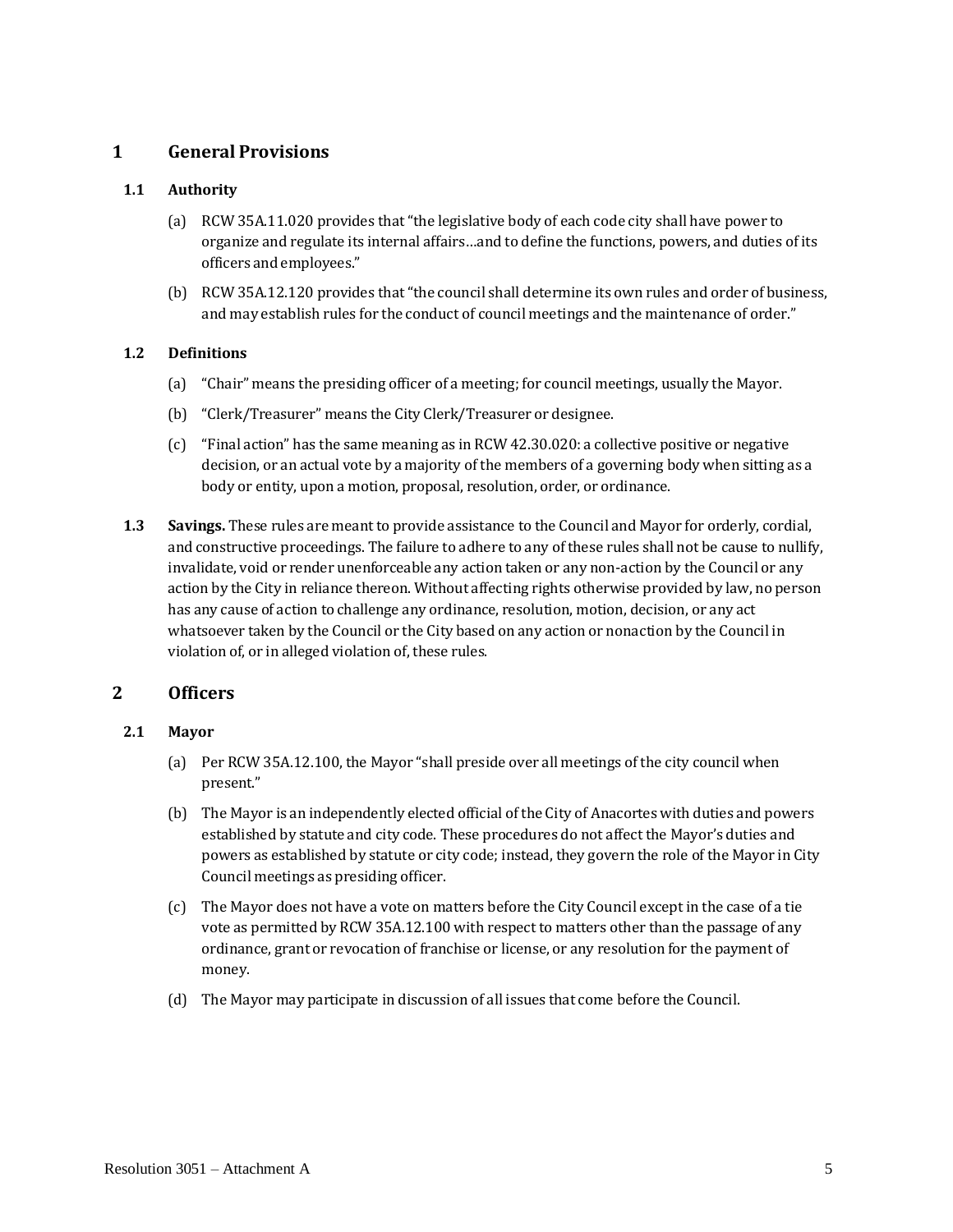# 1 General Provisions

## 1.1 Authority

(a) RCW 35A.11.020 provides that "the legislative body of each code city shall have power to organize and regulate its internal affairs…and to define the functions, powers, and duties of its officers and employees."

(b) RCW 35A.12.120 provides that "the council shall determine its own rules and order of business, and may establish rules for the conduct of council meetings and the maintenance of order."

## 1.2 Definitions

(a) "Chair" means the presiding officer of a meeting; for council meetings, usually the Mayor.

(b) "Clerk/Treasurer" means the City Clerk/Treasurer or designee.

(c) "Final action" has the same meaning as in RCW 42.30.020: a collective positive or negative decision, or an actual vote by a majority of the members of a governing body when sitting as a body or entity, upon a motion, proposal, resolution, order, or ordinance.

**1.3 Savings.** These rules are meant to provide assistance to the Council and Mayor for orderly, cordial, and constructive proceedings. The failure to adhere to any of these rules shall not be cause to nullify, invalidate, void or render unenforceable any action taken or any non-action by the Council or any action by the City in reliance thereon. Without affecting rights otherwise provided by law, no person has any cause of action to challenge any ordinance, resolution, motion, decision, or any act whatsoever taken by the Council or the City based on any action or nonaction by the Council in violation of, or in alleged violation of, these rules.

# 2 Officers

## 2.1 Mayor

(a) Per RCW 35A.12.100, the Mayor "shall preside over all meetings of the city council when present."

(b) The Mayor is an independently elected official of the City of Anacortes with duties and powers established by statute and city code. These procedures do not affect the Mayor's duties and powers as established by statute or city code; instead, they govern the role of the Mayor in City Council meetings as presiding officer.

(c) The Mayor does not have a vote on matters before the City Council except in the case of a tie vote as permitted by RCW 35A.12.100 with respect to matters other than the passage of any ordinance, grant or revocation of franchise or license, or any resolution for the payment of money.

(d) The Mayor may participate in discussion of all issues that come before the Council.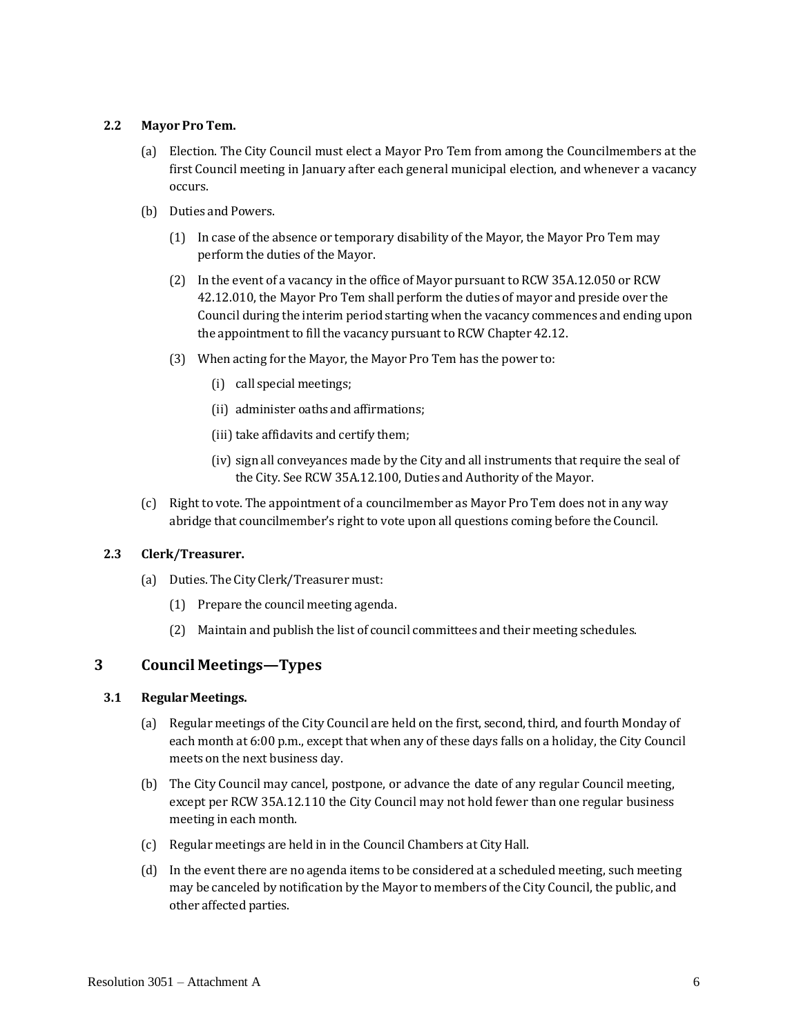### 2.2 Mayor Pro Tem.

(a) Election. The City Council must elect a Mayor Pro Tem from among the Councilmembers at the first Council meeting in January after each general municipal election, and whenever a vacancy occurs.

(b) Duties and Powers.

(1) In case of the absence or temporary disability of the Mayor, the Mayor Pro Tem may perform the duties of the Mayor.

(2) In the event of a vacancy in the office of Mayor pursuant to RCW 35A.12.050 or RCW 42.12.010, the Mayor Pro Tem shall perform the duties of mayor and preside over the Council during the interim period starting when the vacancy commences and ending upon the appointment to fill the vacancy pursuant to RCW Chapter 42.12.

(3) When acting for the Mayor, the Mayor Pro Tem has the power to:

(i) call special meetings;

(ii) administer oaths and affirmations;

(iii) take affidavits and certify them;

(iv) sign all conveyances made by the City and all instruments that require the seal of the City. See RCW 35A.12.100, Duties and Authority of the Mayor.

(c) Right to vote. The appointment of a councilmember as Mayor Pro Tem does not in any way abridge that councilmember's right to vote upon all questions coming before the Council.

### 2.3 Clerk/Treasurer.

(a) Duties. The City Clerk/Treasurer must:

(1) Prepare the council meeting agenda.

(2) Maintain and publish the list of council committees and their meeting schedules.

## 3 Council Meetings—Types

### 3.1 Regular Meetings.

(a) Regular meetings of the City Council are held on the first, second, third, and fourth Monday of each month at 6:00 p.m., except that when any of these days falls on a holiday, the City Council meets on the next business day.

(b) The City Council may cancel, postpone, or advance the date of any regular Council meeting, except per RCW 35A.12.110 the City Council may not hold fewer than one regular business meeting in each month.

(c) Regular meetings are held in in the Council Chambers at City Hall.

(d) In the event there are no agenda items to be considered at a scheduled meeting, such meeting may be canceled by notification by the Mayor to members of the City Council, the public, and other affected parties.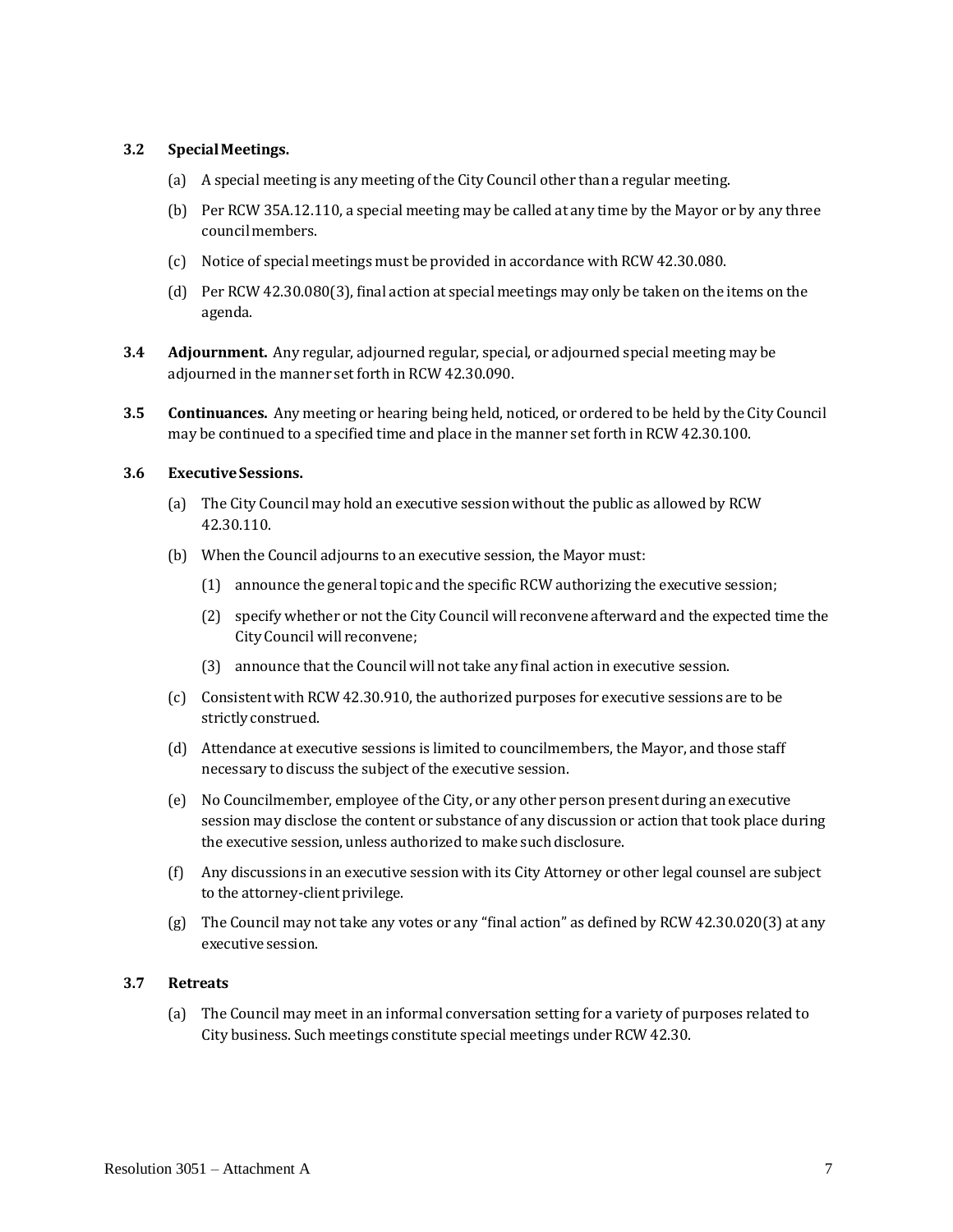**3.2 Special Meetings.**

(a) A special meeting is any meeting of the City Council other than a regular meeting.

(b) Per RCW 35A.12.110, a special meeting may be called at any time by the Mayor or by any three council members.

(c) Notice of special meetings must be provided in accordance with RCW 42.30.080.

(d) Per RCW 42.30.080(3), final action at special meetings may only be taken on the items on the agenda.

**3.4 Adjournment.** Any regular, adjourned regular, special, or adjourned special meeting may be adjourned in the manner set forth in RCW 42.30.090.

**3.5 Continuances.** Any meeting or hearing being held, noticed, or ordered to be held by the City Council may be continued to a specified time and place in the manner set forth in RCW 42.30.100.

**3.6 Executive Sessions.**

(a) The City Council may hold an executive session without the public as allowed by RCW 42.30.110.

(b) When the Council adjourns to an executive session, the Mayor must:

(1) announce the general topic and the specific RCW authorizing the executive session;

(2) specify whether or not the City Council will reconvene afterward and the expected time the City Council will reconvene;

(3) announce that the Council will not take any final action in executive session.

(c) Consistent with RCW 42.30.910, the authorized purposes for executive sessions are to be strictly construed.

(d) Attendance at executive sessions is limited to councilmembers, the Mayor, and those staff necessary to discuss the subject of the executive session.

(e) No Councilmember, employee of the City, or any other person present during an executive session may disclose the content or substance of any discussion or action that took place during the executive session, unless authorized to make such disclosure.

(f) Any discussions in an executive session with its City Attorney or other legal counsel are subject to the attorney-client privilege.

(g) The Council may not take any votes or any “final action” as defined by RCW 42.30.020(3) at any executive session.

**3.7 Retreats**

(a) The Council may meet in an informal conversation setting for a variety of purposes related to City business. Such meetings constitute special meetings under RCW 42.30.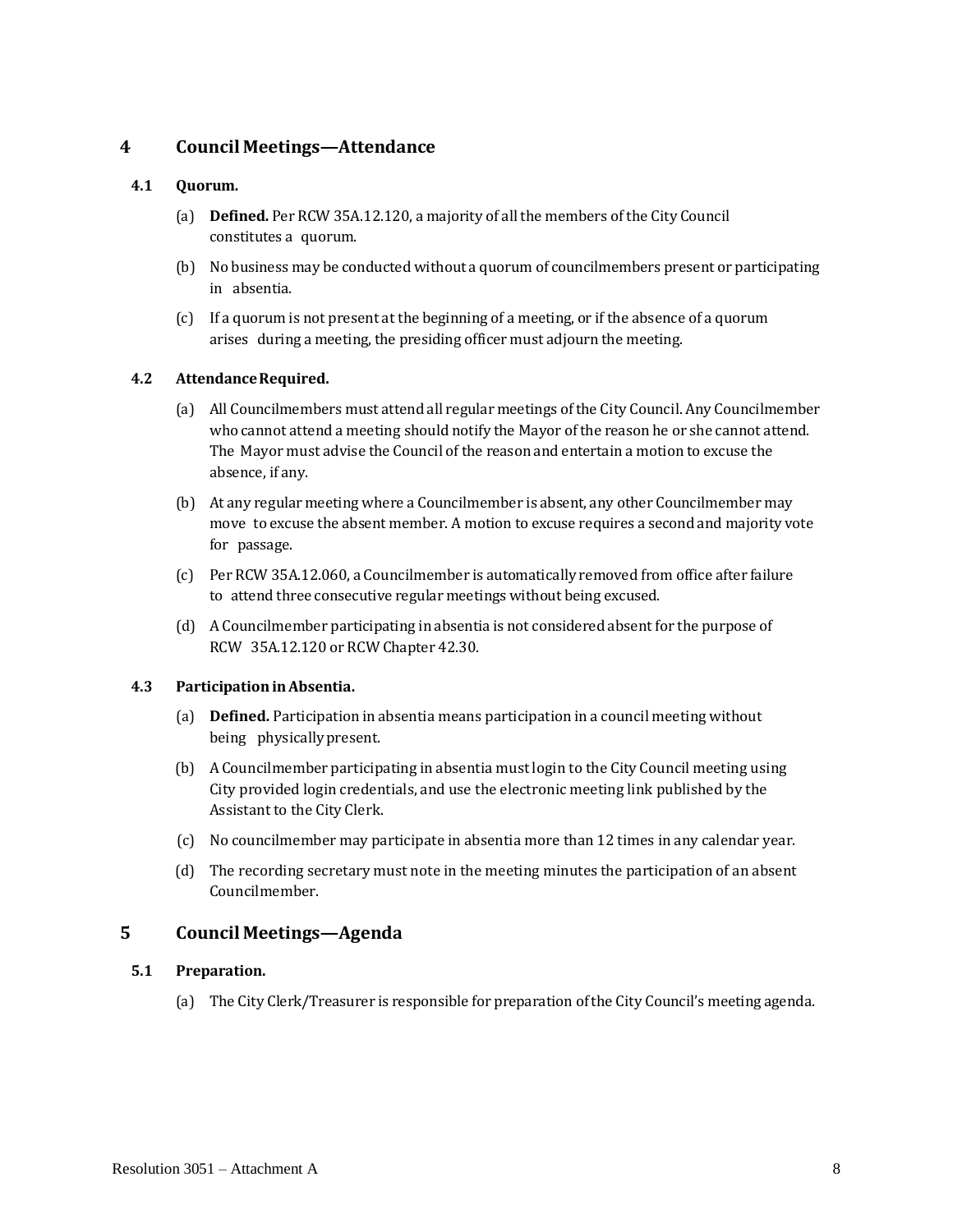## 4 Council Meetings—Attendance

### 4.1 Quorum.

(a) **Defined.** Per RCW 35A.12.120, a majority of all the members of the City Council constitutes a quorum.

(b) No business may be conducted without a quorum of councilmembers present or participating in absentia.

(c) If a quorum is not present at the beginning of a meeting, or if the absence of a quorum arises during a meeting, the presiding officer must adjourn the meeting.

### 4.2 Attendance Required.

(a) All Councilmembers must attend all regular meetings of the City Council. Any Councilmember who cannot attend a meeting should notify the Mayor of the reason he or she cannot attend. The Mayor must advise the Council of the reason and entertain a motion to excuse the absence, if any.

(b) At any regular meeting where a Councilmember is absent, any other Councilmember may move to excuse the absent member. A motion to excuse requires a second and majority vote for passage.

(c) Per RCW 35A.12.060, a Councilmember is automatically removed from office after failure to attend three consecutive regular meetings without being excused.

(d) A Councilmember participating in absentia is not considered absent for the purpose of RCW 35A.12.120 or RCW Chapter 42.30.

### 4.3 Participation in Absentia.

(a) **Defined.** Participation in absentia means participation in a council meeting without being physically present.

(b) A Councilmember participating in absentia must login to the City Council meeting using City provided login credentials, and use the electronic meeting link published by the Assistant to the City Clerk.

(c) No councilmember may participate in absentia more than 12 times in any calendar year.

(d) The recording secretary must note in the meeting minutes the participation of an absent Councilmember.

## 5 Council Meetings—Agenda

### 5.1 Preparation.

(a) The City Clerk/Treasurer is responsible for preparation of the City Council's meeting agenda.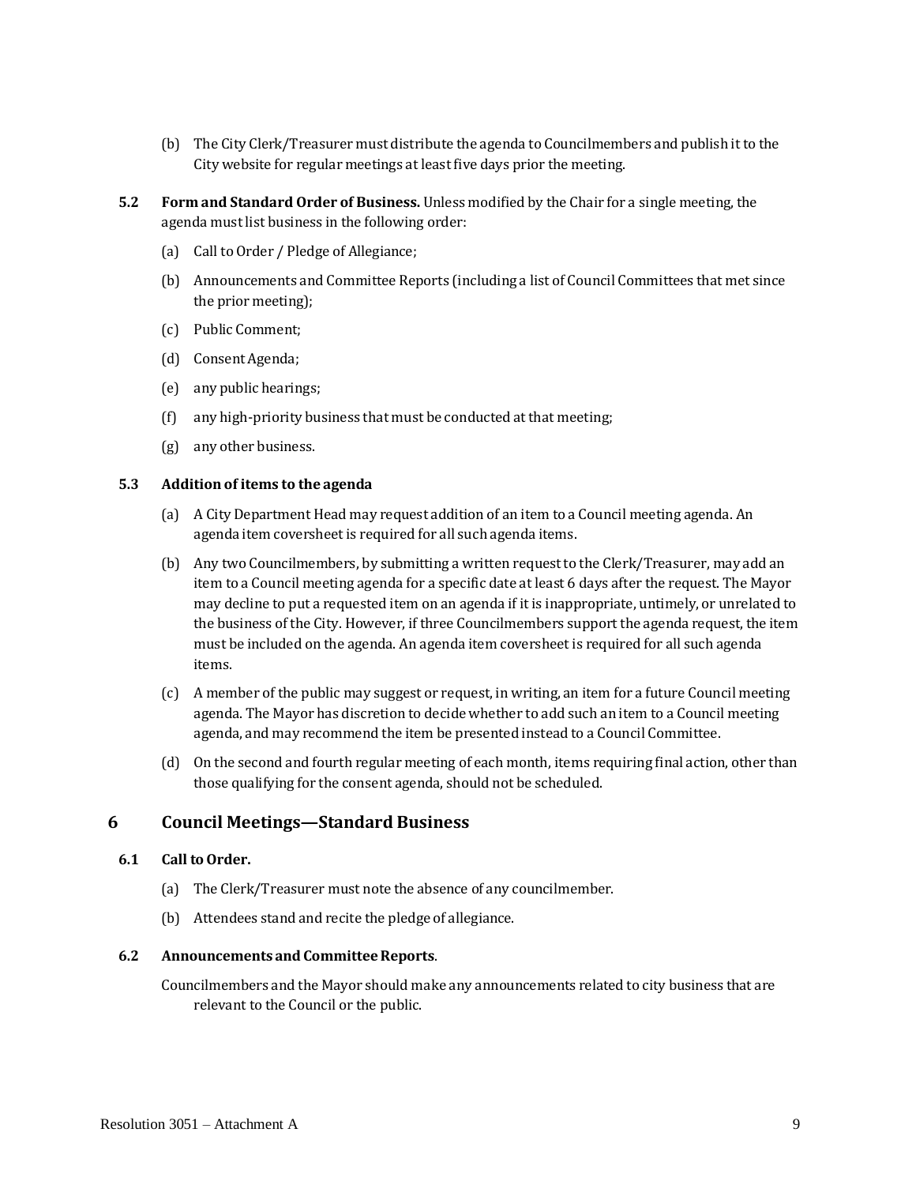(b) The City Clerk/Treasurer must distribute the agenda to Councilmembers and publish it to the City website for regular meetings at least five days prior the meeting.

**5.2 Form and Standard Order of Business.** Unless modified by the Chair for a single meeting, the agenda must list business in the following order:

(a) Call to Order / Pledge of Allegiance;

(b) Announcements and Committee Reports (including a list of Council Committees that met since the prior meeting);

(c) Public Comment;

(d) Consent Agenda;

(e) any public hearings;

(f) any high-priority business that must be conducted at that meeting;

(g) any other business.

**5.3 Addition of items to the agenda**

(a) A City Department Head may request addition of an item to a Council meeting agenda. An agenda item coversheet is required for all such agenda items.

(b) Any two Councilmembers, by submitting a written request to the Clerk/Treasurer, may add an item to a Council meeting agenda for a specific date at least 6 days after the request. The Mayor may decline to put a requested item on an agenda if it is inappropriate, untimely, or unrelated to the business of the City. However, if three Councilmembers support the agenda request, the item must be included on the agenda. An agenda item coversheet is required for all such agenda items.

(c) A member of the public may suggest or request, in writing, an item for a future Council meeting agenda. The Mayor has discretion to decide whether to add such an item to a Council meeting agenda, and may recommend the item be presented instead to a Council Committee.

(d) On the second and fourth regular meeting of each month, items requiring final action, other than those qualifying for the consent agenda, should not be scheduled.

## 6 Council Meetings—Standard Business

**6.1 Call to Order.**

(a) The Clerk/Treasurer must note the absence of any councilmember.

(b) Attendees stand and recite the pledge of allegiance.

**6.2 Announcements and Committee Reports**.

Councilmembers and the Mayor should make any announcements related to city business that are relevant to the Council or the public.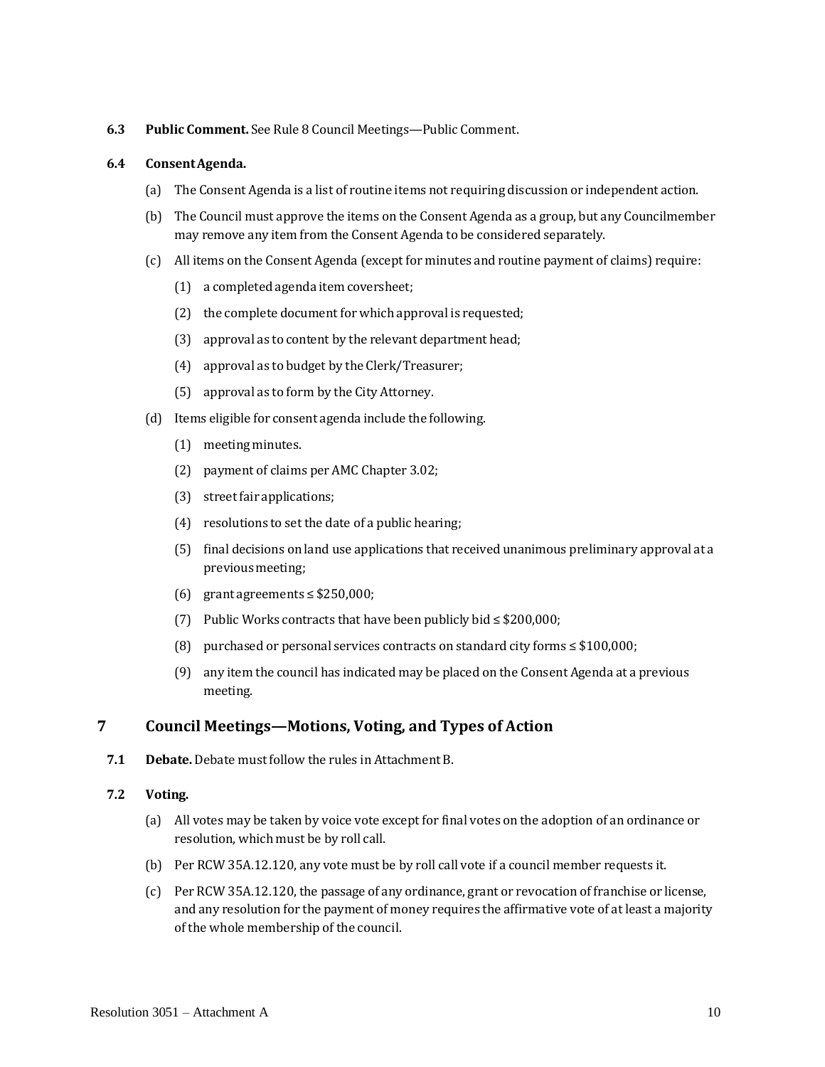**6.3 Public Comment.** See Rule 8 Council Meetings—Public Comment.

**6.4 Consent Agenda.**

(a) The Consent Agenda is a list of routine items not requiring discussion or independent action.

(b) The Council must approve the items on the Consent Agenda as a group, but any Councilmember may remove any item from the Consent Agenda to be considered separately.

(c) All items on the Consent Agenda (except for minutes and routine payment of claims) require:

(1) a completed agenda item coversheet;

(2) the complete document for which approval is requested;

(3) approval as to content by the relevant department head;

(4) approval as to budget by the Clerk/Treasurer;

(5) approval as to form by the City Attorney.

(d) Items eligible for consent agenda include the following.

(1) meeting minutes.

(2) payment of claims per AMC Chapter 3.02;

(3) street fair applications;

(4) resolutions to set the date of a public hearing;

(5) final decisions on land use applications that received unanimous preliminary approval at a previous meeting;

(6) grant agreements ≤ $250,000;

(7) Public Works contracts that have been publicly bid ≤ $200,000;

(8) purchased or personal services contracts on standard city forms ≤ $100,000;

(9) any item the council has indicated may be placed on the Consent Agenda at a previous meeting.

## 7 Council Meetings—Motions, Voting, and Types of Action

**7.1 Debate.** Debate must follow the rules in Attachment B.

**7.2 Voting.**

(a) All votes may be taken by voice vote except for final votes on the adoption of an ordinance or resolution, which must be by roll call.

(b) Per RCW 35A.12.120, any vote must be by roll call vote if a council member requests it.

(c) Per RCW 35A.12.120, the passage of any ordinance, grant or revocation of franchise or license, and any resolution for the payment of money requires the affirmative vote of at least a majority of the whole membership of the council.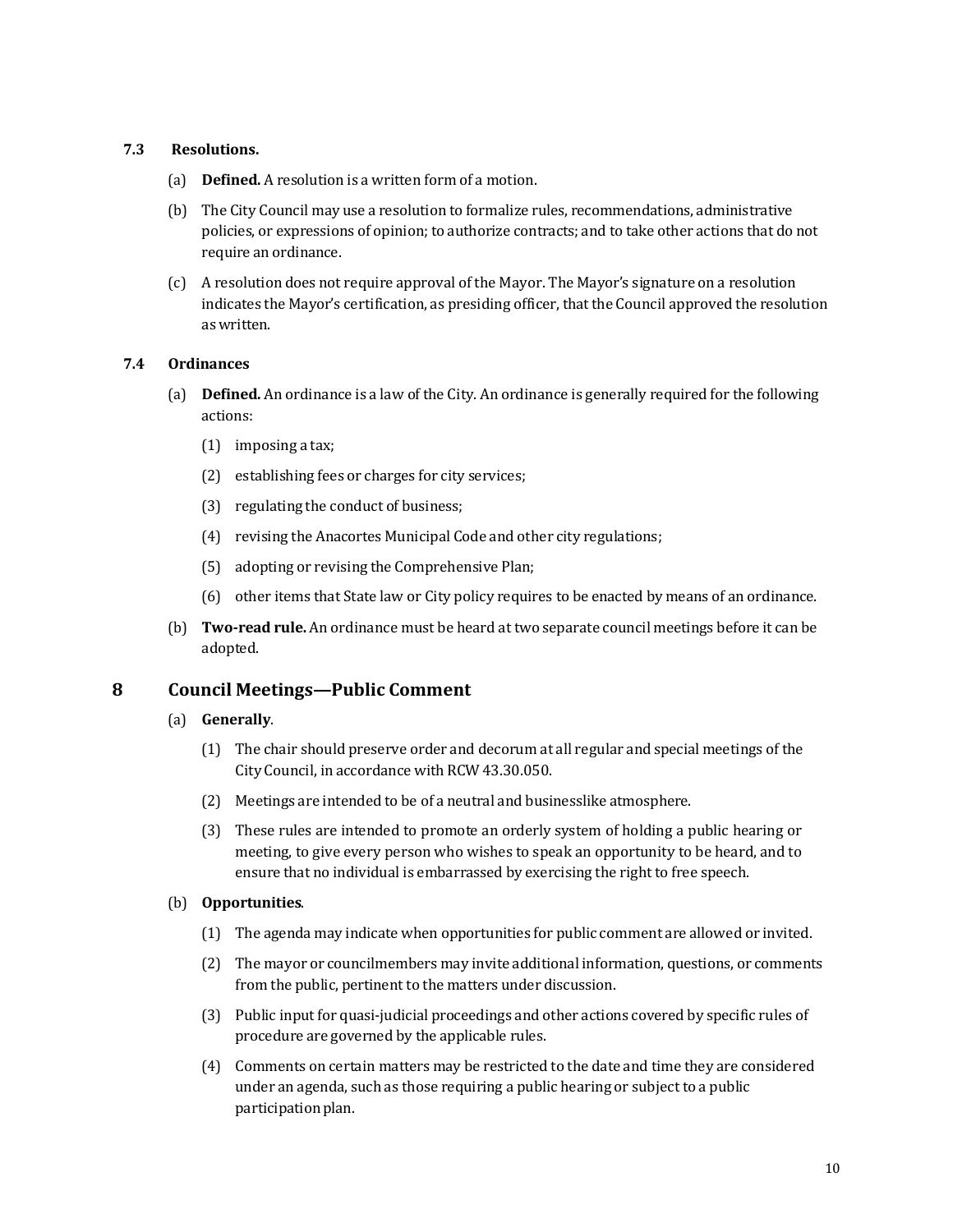### 7.3 Resolutions.

(a) **Defined.** A resolution is a written form of a motion.

(b) The City Council may use a resolution to formalize rules, recommendations, administrative policies, or expressions of opinion; to authorize contracts; and to take other actions that do not require an ordinance.

(c) A resolution does not require approval of the Mayor. The Mayor's signature on a resolution indicates the Mayor's certification, as presiding officer, that the Council approved the resolution as written.

### 7.4 Ordinances

(a) **Defined.** An ordinance is a law of the City. An ordinance is generally required for the following actions:

(1) imposing a tax;

(2) establishing fees or charges for city services;

(3) regulating the conduct of business;

(4) revising the Anacortes Municipal Code and other city regulations;

(5) adopting or revising the Comprehensive Plan;

(6) other items that State law or City policy requires to be enacted by means of an ordinance.

(b) **Two-read rule.** An ordinance must be heard at two separate council meetings before it can be adopted.

## 8 Council Meetings—Public Comment

(a) **Generally**.

(1) The chair should preserve order and decorum at all regular and special meetings of the City Council, in accordance with RCW 43.30.050.

(2) Meetings are intended to be of a neutral and businesslike atmosphere.

(3) These rules are intended to promote an orderly system of holding a public hearing or meeting, to give every person who wishes to speak an opportunity to be heard, and to ensure that no individual is embarrassed by exercising the right to free speech.

(b) **Opportunities**.

(1) The agenda may indicate when opportunities for public comment are allowed or invited.

(2) The mayor or councilmembers may invite additional information, questions, or comments from the public, pertinent to the matters under discussion.

(3) Public input for quasi-judicial proceedings and other actions covered by specific rules of procedure are governed by the applicable rules.

(4) Comments on certain matters may be restricted to the date and time they are considered under an agenda, such as those requiring a public hearing or subject to a public participation plan.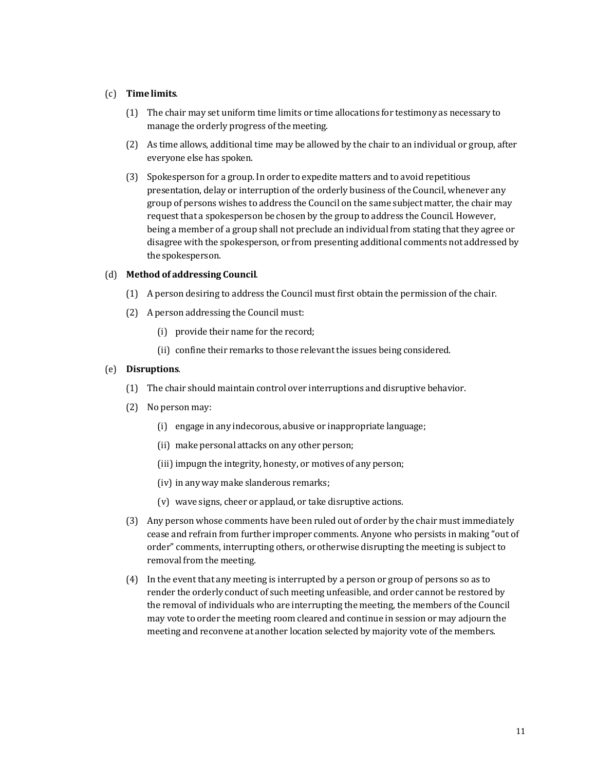(c) **Time limits**.

(1) The chair may set uniform time limits or time allocations for testimony as necessary to manage the orderly progress of the meeting.

(2) As time allows, additional time may be allowed by the chair to an individual or group, after everyone else has spoken.

(3) Spokesperson for a group. In order to expedite matters and to avoid repetitious presentation, delay or interruption of the orderly business of the Council, whenever any group of persons wishes to address the Council on the same subject matter, the chair may request that a spokesperson be chosen by the group to address the Council. However, being a member of a group shall not preclude an individual from stating that they agree or disagree with the spokesperson, or from presenting additional comments not addressed by the spokesperson.

(d) **Method of addressing Council**.

(1) A person desiring to address the Council must first obtain the permission of the chair.

(2) A person addressing the Council must:

(i) provide their name for the record;

(ii) confine their remarks to those relevant the issues being considered.

(e) **Disruptions**.

(1) The chair should maintain control over interruptions and disruptive behavior.

(2) No person may:

(i) engage in any indecorous, abusive or inappropriate language;

(ii) make personal attacks on any other person;

(iii) impugn the integrity, honesty, or motives of any person;

(iv) in any way make slanderous remarks;

(v) wave signs, cheer or applaud, or take disruptive actions.

(3) Any person whose comments have been ruled out of order by the chair must immediately cease and refrain from further improper comments. Anyone who persists in making "out of order" comments, interrupting others, or otherwise disrupting the meeting is subject to removal from the meeting.

(4) In the event that any meeting is interrupted by a person or group of persons so as to render the orderly conduct of such meeting unfeasible, and order cannot be restored by the removal of individuals who are interrupting the meeting, the members of the Council may vote to order the meeting room cleared and continue in session or may adjourn the meeting and reconvene at another location selected by majority vote of the members.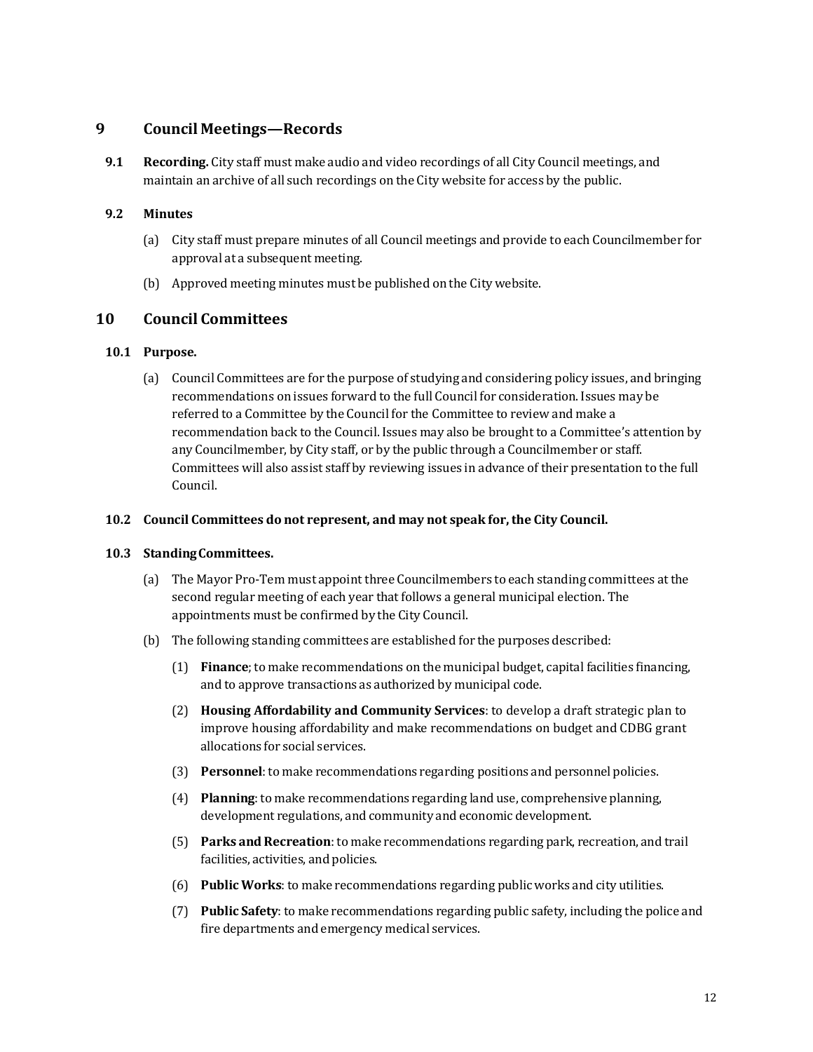## 9 Council Meetings—Records

**9.1 Recording.** City staff must make audio and video recordings of all City Council meetings, and maintain an archive of all such recordings on the City website for access by the public.

**9.2 Minutes**

(a) City staff must prepare minutes of all Council meetings and provide to each Councilmember for approval at a subsequent meeting.

(b) Approved meeting minutes must be published on the City website.

## 10 Council Committees

**10.1 Purpose.**

(a) Council Committees are for the purpose of studying and considering policy issues, and bringing recommendations on issues forward to the full Council for consideration. Issues may be referred to a Committee by the Council for the Committee to review and make a recommendation back to the Council. Issues may also be brought to a Committee's attention by any Councilmember, by City staff, or by the public through a Councilmember or staff. Committees will also assist staff by reviewing issues in advance of their presentation to the full Council.

**10.2 Council Committees do not represent, and may not speak for, the City Council.**

**10.3 Standing Committees.**

(a) The Mayor Pro-Tem must appoint three Councilmembers to each standing committees at the second regular meeting of each year that follows a general municipal election. The appointments must be confirmed by the City Council.

(b) The following standing committees are established for the purposes described:

(1) **Finance**; to make recommendations on the municipal budget, capital facilities financing, and to approve transactions as authorized by municipal code.

(2) **Housing Affordability and Community Services**: to develop a draft strategic plan to improve housing affordability and make recommendations on budget and CDBG grant allocations for social services.

(3) **Personnel**: to make recommendations regarding positions and personnel policies.

(4) **Planning**: to make recommendations regarding land use, comprehensive planning, development regulations, and community and economic development.

(5) **Parks and Recreation**: to make recommendations regarding park, recreation, and trail facilities, activities, and policies.

(6) **Public Works**: to make recommendations regarding public works and city utilities.

(7) **Public Safety**: to make recommendations regarding public safety, including the police and fire departments and emergency medical services.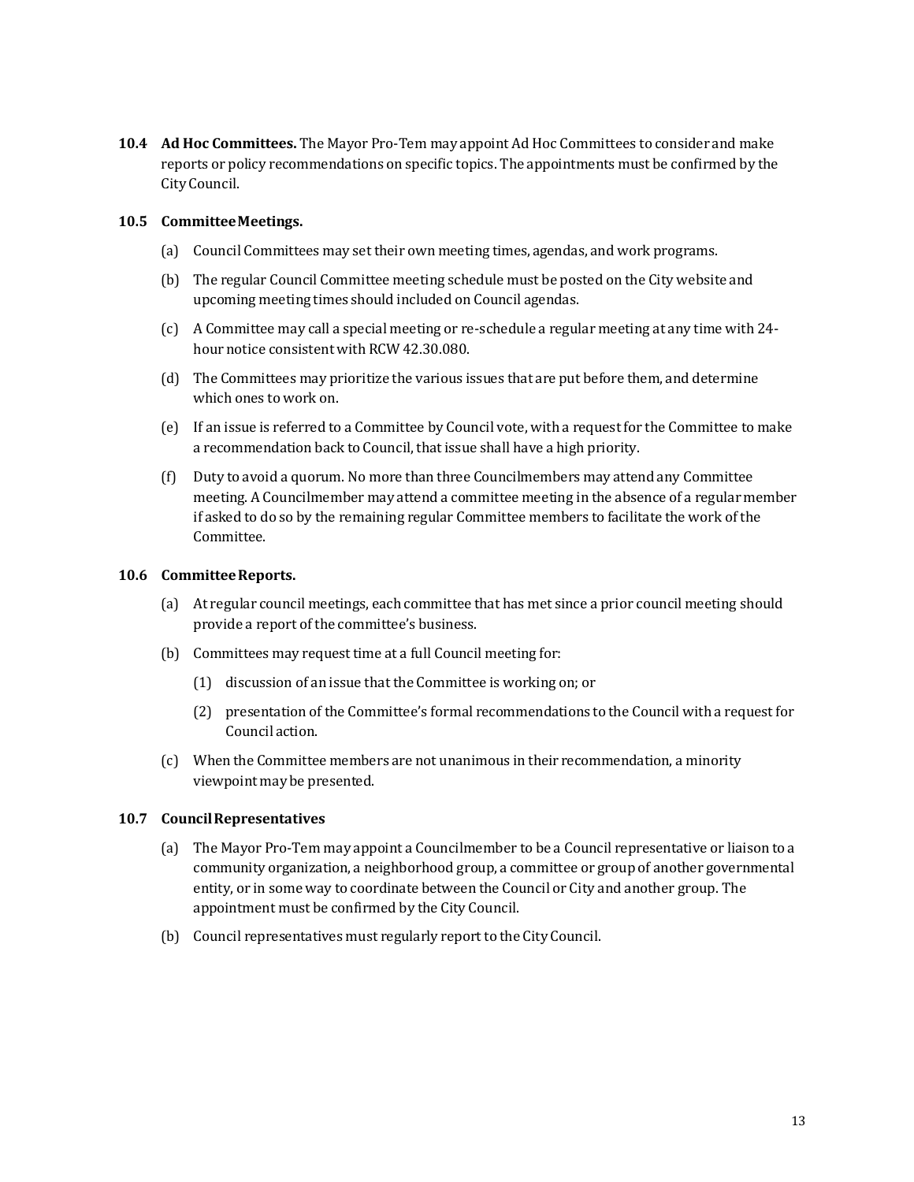**10.4 Ad Hoc Committees.** The Mayor Pro-Tem may appoint Ad Hoc Committees to consider and make reports or policy recommendations on specific topics. The appointments must be confirmed by the City Council.

**10.5 Committee Meetings.**

(a) Council Committees may set their own meeting times, agendas, and work programs.

(b) The regular Council Committee meeting schedule must be posted on the City website and upcoming meeting times should included on Council agendas.

(c) A Committee may call a special meeting or re-schedule a regular meeting at any time with 24-hour notice consistent with RCW 42.30.080.

(d) The Committees may prioritize the various issues that are put before them, and determine which ones to work on.

(e) If an issue is referred to a Committee by Council vote, with a request for the Committee to make a recommendation back to Council, that issue shall have a high priority.

(f) Duty to avoid a quorum. No more than three Councilmembers may attend any Committee meeting. A Councilmember may attend a committee meeting in the absence of a regular member if asked to do so by the remaining regular Committee members to facilitate the work of the Committee.

**10.6 Committee Reports.**

(a) At regular council meetings, each committee that has met since a prior council meeting should provide a report of the committee's business.

(b) Committees may request time at a full Council meeting for:

(1) discussion of an issue that the Committee is working on; or

(2) presentation of the Committee's formal recommendations to the Council with a request for Council action.

(c) When the Committee members are not unanimous in their recommendation, a minority viewpoint may be presented.

**10.7 Council Representatives**

(a) The Mayor Pro-Tem may appoint a Councilmember to be a Council representative or liaison to a community organization, a neighborhood group, a committee or group of another governmental entity, or in some way to coordinate between the Council or City and another group. The appointment must be confirmed by the City Council.

(b) Council representatives must regularly report to the City Council.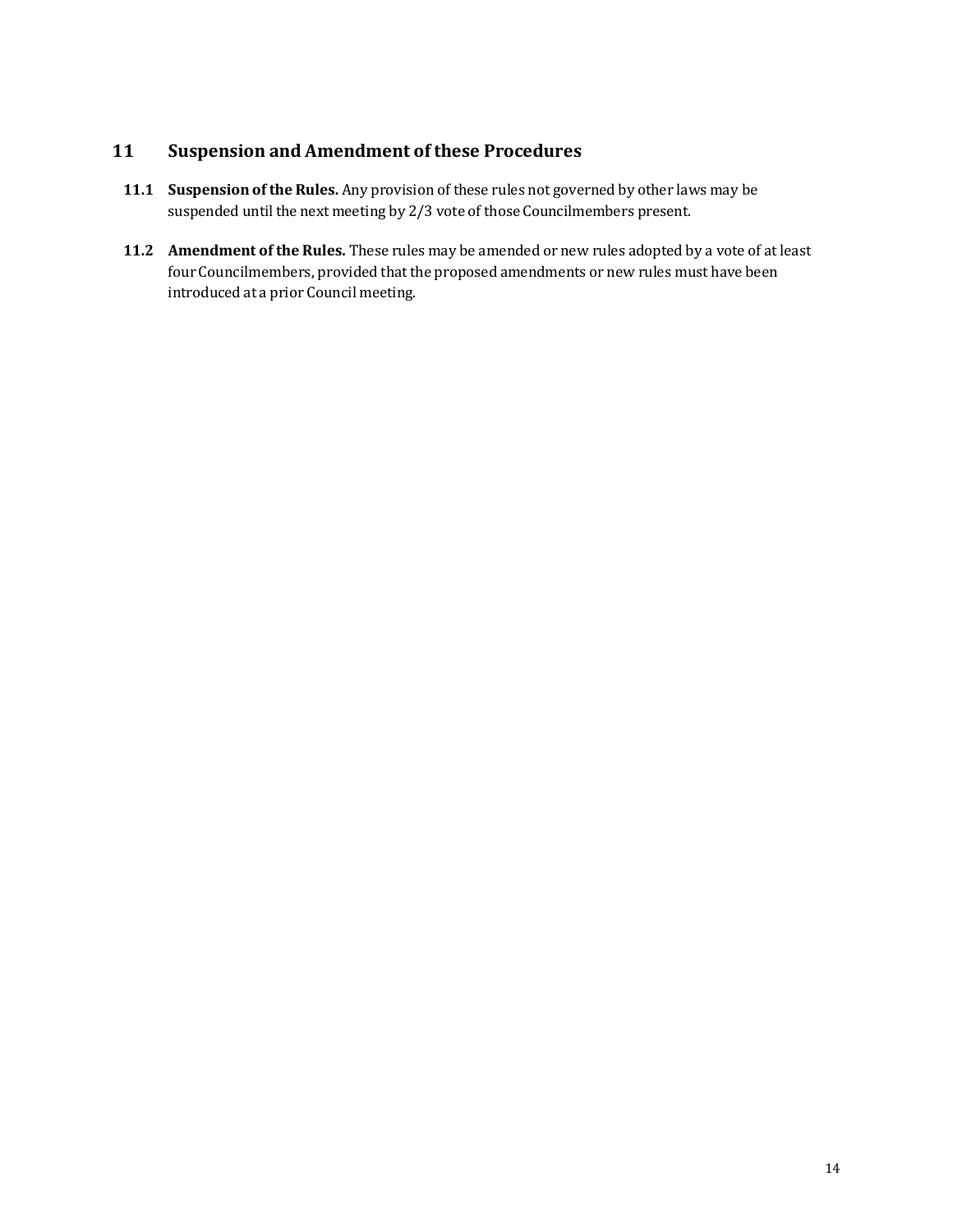## 11 Suspension and Amendment of these Procedures

**11.1 Suspension of the Rules.** Any provision of these rules not governed by other laws may be suspended until the next meeting by 2/3 vote of those Councilmembers present.

**11.2 Amendment of the Rules.** These rules may be amended or new rules adopted by a vote of at least four Councilmembers, provided that the proposed amendments or new rules must have been introduced at a prior Council meeting.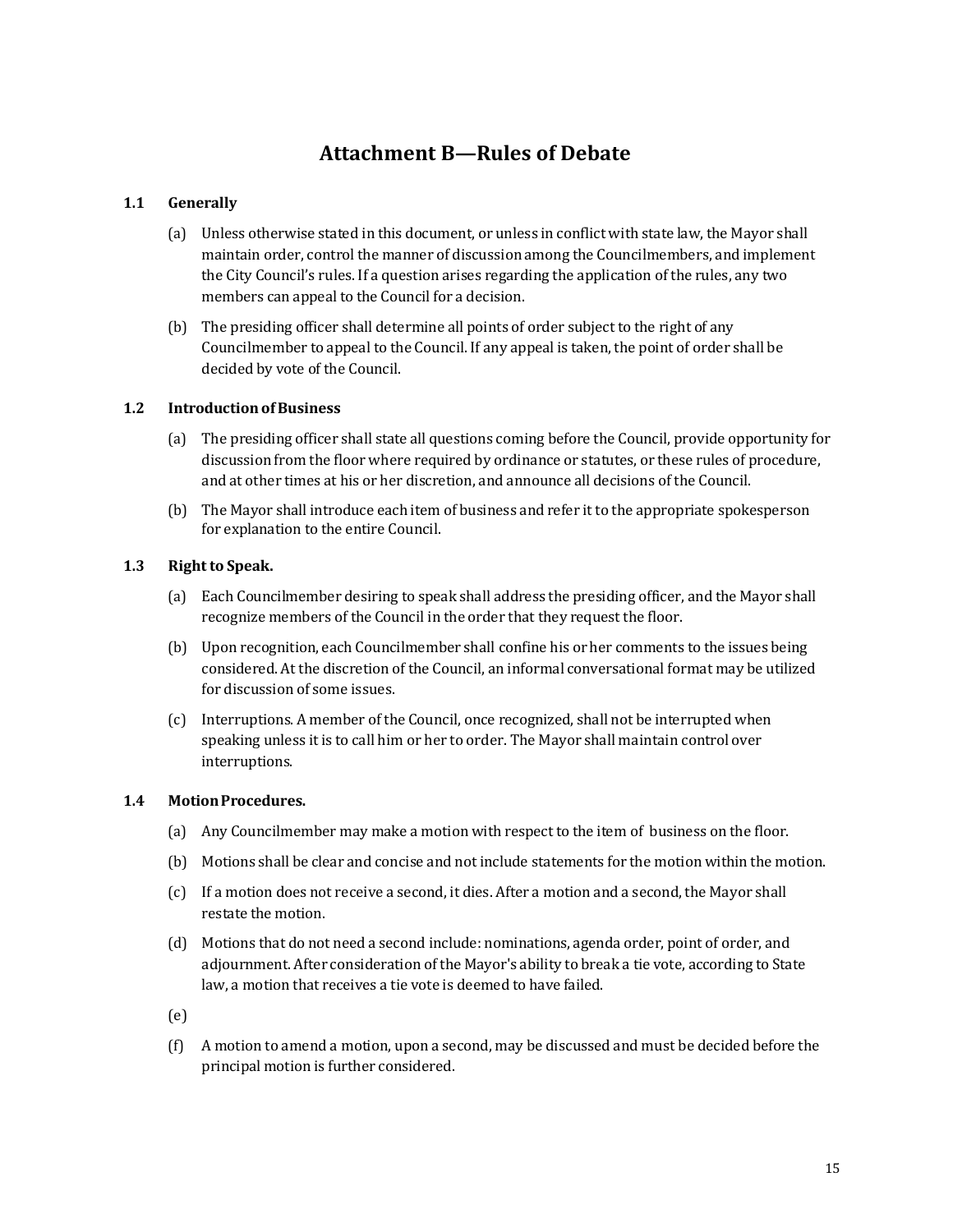# Attachment B—Rules of Debate

### 1.1 Generally

(a) Unless otherwise stated in this document, or unless in conflict with state law, the Mayor shall maintain order, control the manner of discussion among the Councilmembers, and implement the City Council's rules. If a question arises regarding the application of the rules, any two members can appeal to the Council for a decision.

(b) The presiding officer shall determine all points of order subject to the right of any Councilmember to appeal to the Council. If any appeal is taken, the point of order shall be decided by vote of the Council.

### 1.2 Introduction of Business

(a) The presiding officer shall state all questions coming before the Council, provide opportunity for discussion from the floor where required by ordinance or statutes, or these rules of procedure, and at other times at his or her discretion, and announce all decisions of the Council.

(b) The Mayor shall introduce each item of business and refer it to the appropriate spokesperson for explanation to the entire Council.

### 1.3 Right to Speak.

(a) Each Councilmember desiring to speak shall address the presiding officer, and the Mayor shall recognize members of the Council in the order that they request the floor.

(b) Upon recognition, each Councilmember shall confine his or her comments to the issues being considered. At the discretion of the Council, an informal conversational format may be utilized for discussion of some issues.

(c) Interruptions. A member of the Council, once recognized, shall not be interrupted when speaking unless it is to call him or her to order. The Mayor shall maintain control over interruptions.

### 1.4 Motion Procedures.

(a) Any Councilmember may make a motion with respect to the item of business on the floor.

(b) Motions shall be clear and concise and not include statements for the motion within the motion.

(c) If a motion does not receive a second, it dies. After a motion and a second, the Mayor shall restate the motion.

(d) Motions that do not need a second include: nominations, agenda order, point of order, and adjournment. After consideration of the Mayor's ability to break a tie vote, according to State law, a motion that receives a tie vote is deemed to have failed.

(e)

(f) A motion to amend a motion, upon a second, may be discussed and must be decided before the principal motion is further considered.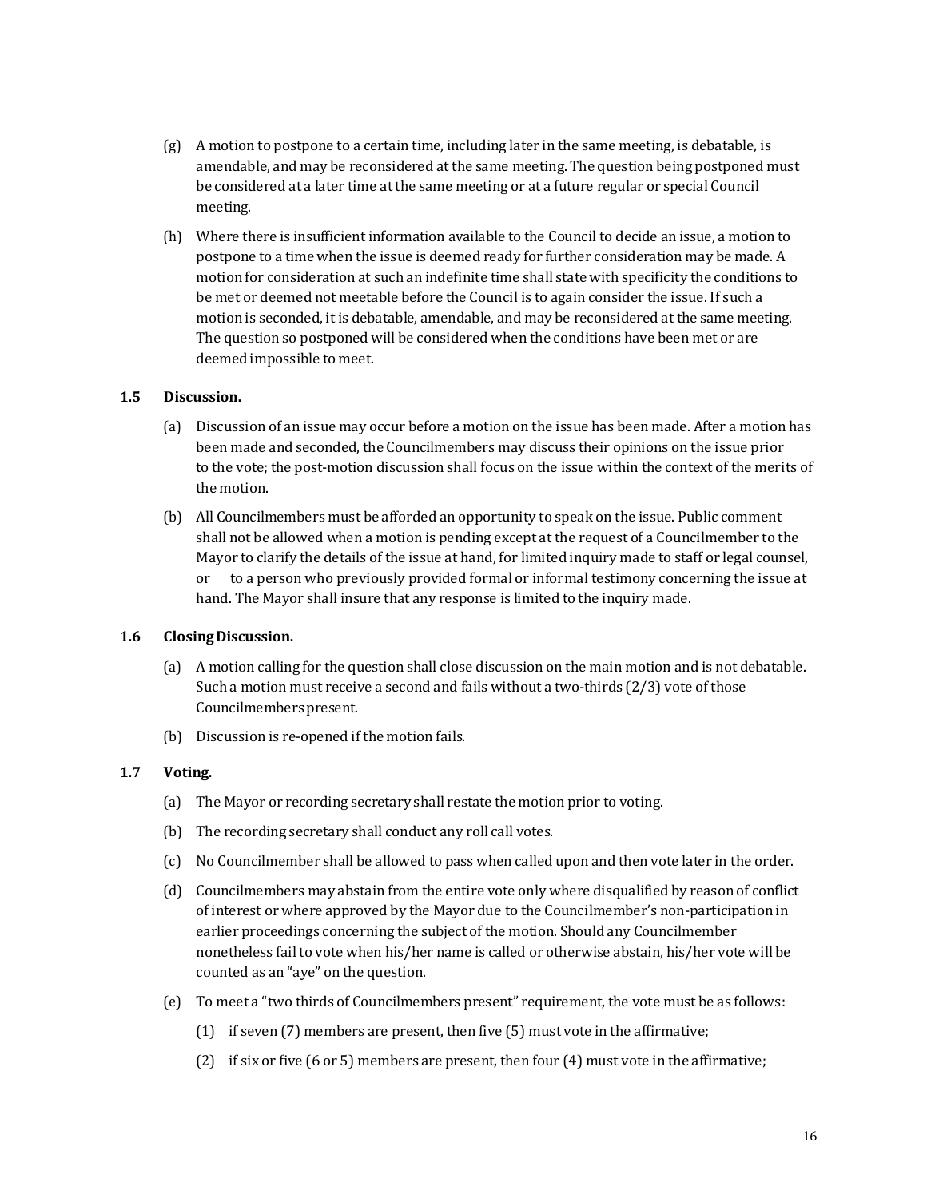(g) A motion to postpone to a certain time, including later in the same meeting, is debatable, is amendable, and may be reconsidered at the same meeting. The question being postponed must be considered at a later time at the same meeting or at a future regular or special Council meeting.

(h) Where there is insufficient information available to the Council to decide an issue, a motion to postpone to a time when the issue is deemed ready for further consideration may be made. A motion for consideration at such an indefinite time shall state with specificity the conditions to be met or deemed not meetable before the Council is to again consider the issue. If such a motion is seconded, it is debatable, amendable, and may be reconsidered at the same meeting. The question so postponed will be considered when the conditions have been met or are deemed impossible to meet.

### 1.5 Discussion.

(a) Discussion of an issue may occur before a motion on the issue has been made. After a motion has been made and seconded, the Councilmembers may discuss their opinions on the issue prior to the vote; the post-motion discussion shall focus on the issue within the context of the merits of the motion.

(b) All Councilmembers must be afforded an opportunity to speak on the issue. Public comment shall not be allowed when a motion is pending except at the request of a Councilmember to the Mayor to clarify the details of the issue at hand, for limited inquiry made to staff or legal counsel, or to a person who previously provided formal or informal testimony concerning the issue at hand. The Mayor shall insure that any response is limited to the inquiry made.

### 1.6 Closing Discussion.

(a) A motion calling for the question shall close discussion on the main motion and is not debatable. Such a motion must receive a second and fails without a two-thirds (2/3) vote of those Councilmembers present.

(b) Discussion is re-opened if the motion fails.

### 1.7 Voting.

(a) The Mayor or recording secretary shall restate the motion prior to voting.

(b) The recording secretary shall conduct any roll call votes.

(c) No Councilmember shall be allowed to pass when called upon and then vote later in the order.

(d) Councilmembers may abstain from the entire vote only where disqualified by reason of conflict of interest or where approved by the Mayor due to the Councilmember's non-participation in earlier proceedings concerning the subject of the motion. Should any Councilmember nonetheless fail to vote when his/her name is called or otherwise abstain, his/her vote will be counted as an "aye" on the question.

(e) To meet a "two thirds of Councilmembers present" requirement, the vote must be as follows:

(1) if seven (7) members are present, then five (5) must vote in the affirmative;

(2) if six or five (6 or 5) members are present, then four (4) must vote in the affirmative;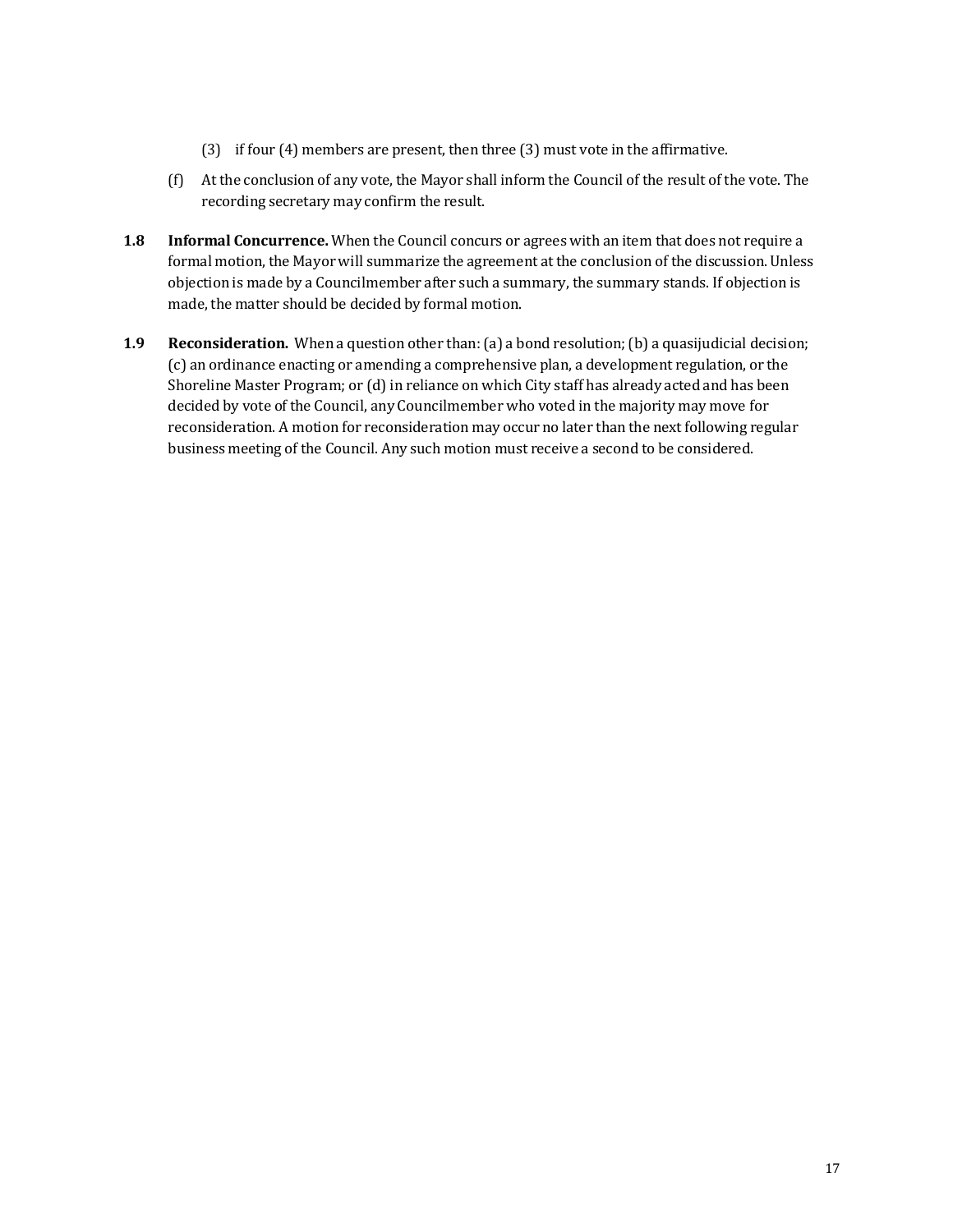(3) if four (4) members are present, then three (3) must vote in the affirmative.

(f) At the conclusion of any vote, the Mayor shall inform the Council of the result of the vote. The recording secretary may confirm the result.

**1.8 Informal Concurrence.** When the Council concurs or agrees with an item that does not require a formal motion, the Mayor will summarize the agreement at the conclusion of the discussion. Unless objection is made by a Councilmember after such a summary, the summary stands. If objection is made, the matter should be decided by formal motion.

**1.9 Reconsideration.** When a question other than: (a) a bond resolution; (b) a quasijudicial decision; (c) an ordinance enacting or amending a comprehensive plan, a development regulation, or the Shoreline Master Program; or (d) in reliance on which City staff has already acted and has been decided by vote of the Council, any Councilmember who voted in the majority may move for reconsideration. A motion for reconsideration may occur no later than the next following regular business meeting of the Council. Any such motion must receive a second to be considered.